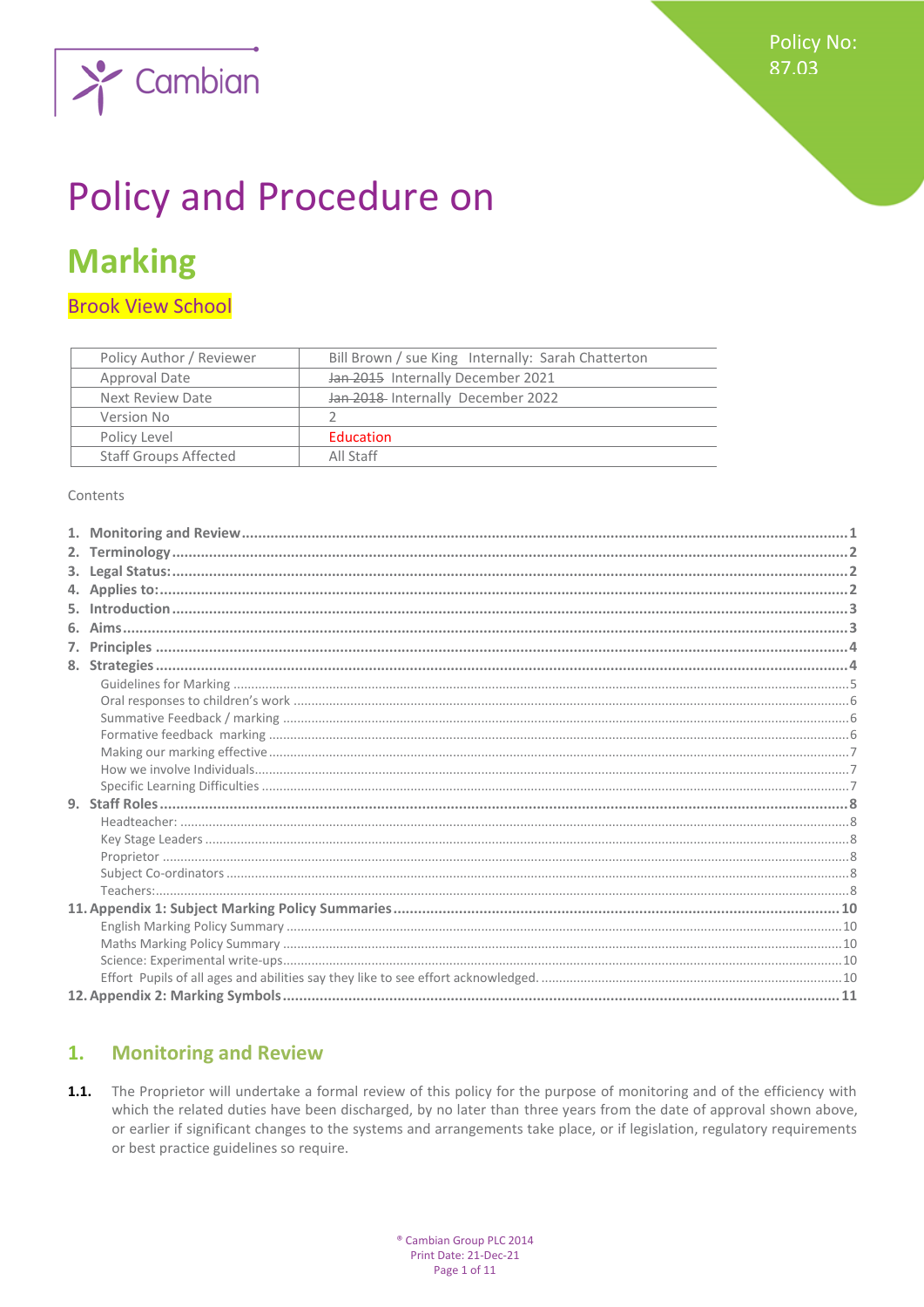Policy No: 87.03

Cambian

# Policy and Procedure on

# Marking

## Brook View School

| Policy Author / Reviewer | Bill Brown / sue King Internally: Sarah Chatterton |
|---|---|
| Approval Date | ~~Jan 2015~~ Internally December 2021 |
| Next Review Date | ~~Jan 2018~~ Internally December 2022 |
| Version No | 2 |
| Policy Level | Education |
| Staff Groups Affected | All Staff |

Contents

1. Monitoring and Review ..... 1
2. Terminology ..... 2
3. Legal Status: ..... 2
4. Applies to: ..... 2
5. Introduction ..... 3
6. Aims ..... 3
7. Principles ..... 4
8. Strategies ..... 4
   - Guidelines for Marking ..... 5
   - Oral responses to children's work ..... 6
   - Summative Feedback / marking ..... 6
   - Formative feedback marking ..... 6
   - Making our marking effective ..... 7
   - How we involve Individuals ..... 7
   - Specific Learning Difficulties ..... 7
9. Staff Roles ..... 8
   - Headteacher: ..... 8
   - Key Stage Leaders ..... 8
   - Proprietor ..... 8
   - Subject Co-ordinators ..... 8
   - Teachers: ..... 8

11. Appendix 1: Subject Marking Policy Summaries ..... 10
    - English Marking Policy Summary ..... 10
    - Maths Marking Policy Summary ..... 10
    - Science: Experimental write-ups ..... 10
    - Effort Pupils of all ages and abilities say they like to see effort acknowledged. ..... 10
12. Appendix 2: Marking Symbols ..... 11

## 1. Monitoring and Review

**1.1.** The Proprietor will undertake a formal review of this policy for the purpose of monitoring and of the efficiency with which the related duties have been discharged, by no later than three years from the date of approval shown above, or earlier if significant changes to the systems and arrangements take place, or if legislation, regulatory requirements or best practice guidelines so require.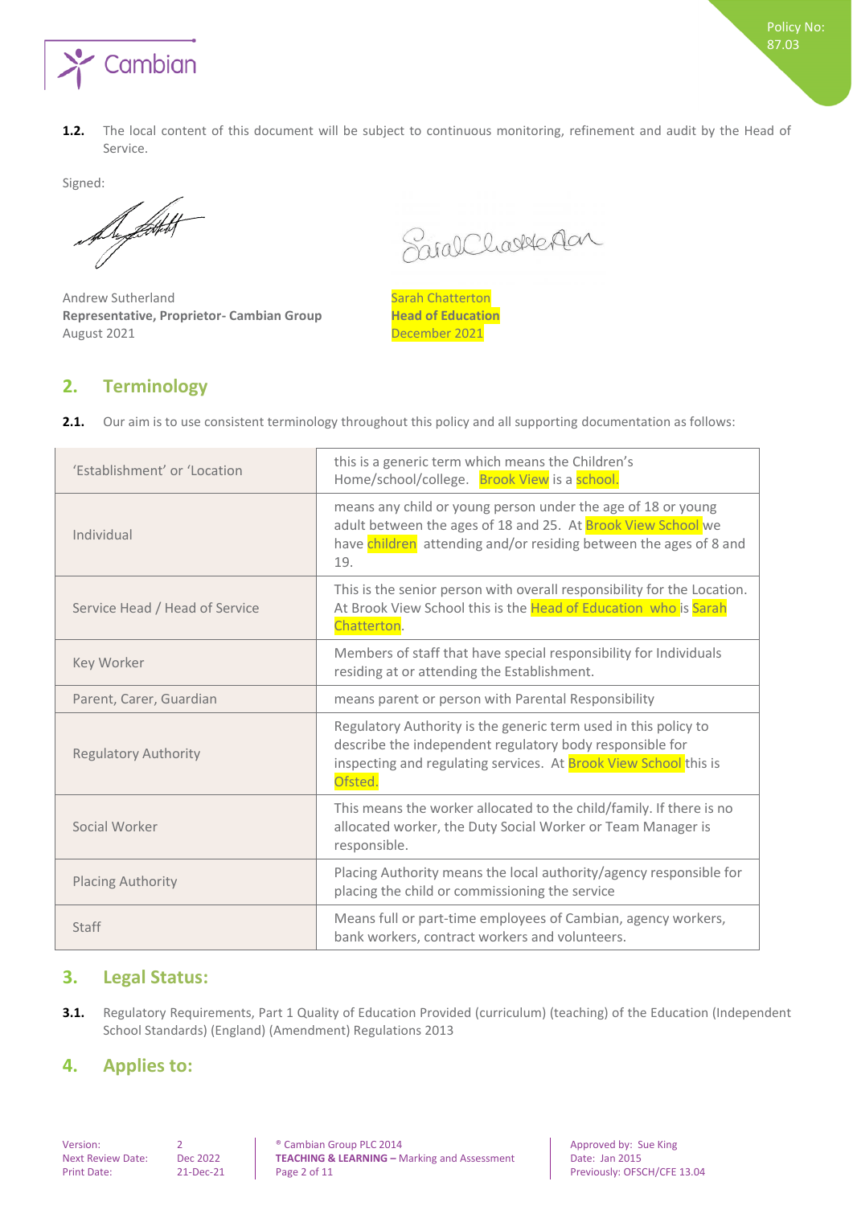**1.2.** The local content of this document will be subject to continuous monitoring, refinement and audit by the Head of Service.

Signed:

Andrew Sutherland
**Representative, Proprietor- Cambian Group**
August 2021

Sarah Chatterton
**Head of Education**
December 2021

## 2. Terminology

**2.1.** Our aim is to use consistent terminology throughout this policy and all supporting documentation as follows:

| | |
|---|---|
| 'Establishment' or 'Location | this is a generic term which means the Children's Home/school/college. Brook View is a school. |
| Individual | means any child or young person under the age of 18 or young adult between the ages of 18 and 25. At Brook View School we have children attending and/or residing between the ages of 8 and 19. |
| Service Head / Head of Service | This is the senior person with overall responsibility for the Location. At Brook View School this is the Head of Education who is Sarah Chatterton. |
| Key Worker | Members of staff that have special responsibility for Individuals residing at or attending the Establishment. |
| Parent, Carer, Guardian | means parent or person with Parental Responsibility |
| Regulatory Authority | Regulatory Authority is the generic term used in this policy to describe the independent regulatory body responsible for inspecting and regulating services. At Brook View School this is Ofsted. |
| Social Worker | This means the worker allocated to the child/family. If there is no allocated worker, the Duty Social Worker or Team Manager is responsible. |
| Placing Authority | Placing Authority means the local authority/agency responsible for placing the child or commissioning the service |
| Staff | Means full or part-time employees of Cambian, agency workers, bank workers, contract workers and volunteers. |

## 3. Legal Status:

**3.1.** Regulatory Requirements, Part 1 Quality of Education Provided (curriculum) (teaching) of the Education (Independent School Standards) (England) (Amendment) Regulations 2013

## 4. Applies to: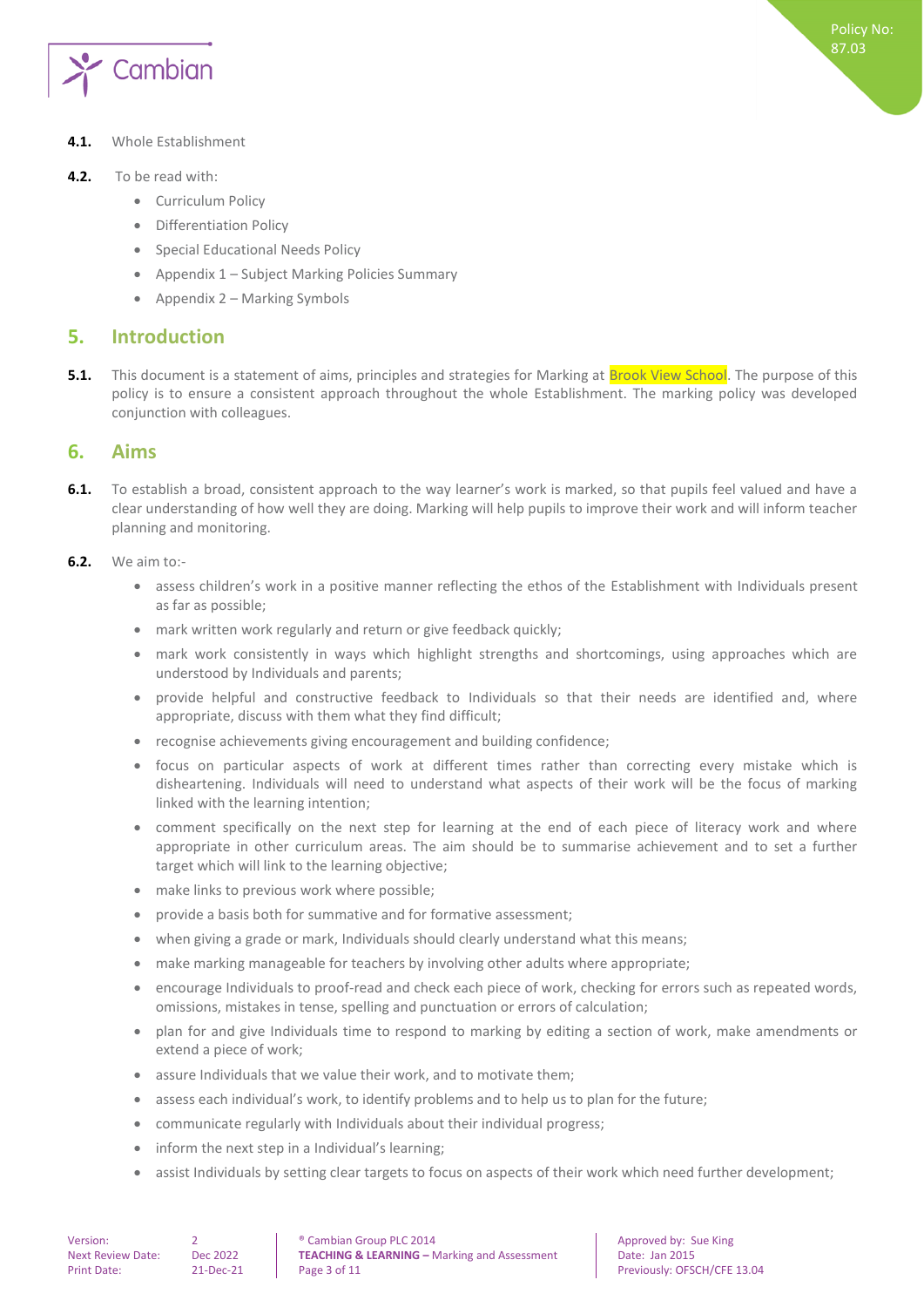**4.1.** Whole Establishment

**4.2.** To be read with:

- Curriculum Policy
- Differentiation Policy
- Special Educational Needs Policy
- Appendix 1 – Subject Marking Policies Summary
- Appendix 2 – Marking Symbols

## 5. Introduction

**5.1.** This document is a statement of aims, principles and strategies for Marking at Brook View School. The purpose of this policy is to ensure a consistent approach throughout the whole Establishment. The marking policy was developed conjunction with colleagues.

## 6. Aims

**6.1.** To establish a broad, consistent approach to the way learner's work is marked, so that pupils feel valued and have a clear understanding of how well they are doing. Marking will help pupils to improve their work and will inform teacher planning and monitoring.

**6.2.** We aim to:-

- assess children's work in a positive manner reflecting the ethos of the Establishment with Individuals present as far as possible;
- mark written work regularly and return or give feedback quickly;
- mark work consistently in ways which highlight strengths and shortcomings, using approaches which are understood by Individuals and parents;
- provide helpful and constructive feedback to Individuals so that their needs are identified and, where appropriate, discuss with them what they find difficult;
- recognise achievements giving encouragement and building confidence;
- focus on particular aspects of work at different times rather than correcting every mistake which is disheartening. Individuals will need to understand what aspects of their work will be the focus of marking linked with the learning intention;
- comment specifically on the next step for learning at the end of each piece of literacy work and where appropriate in other curriculum areas. The aim should be to summarise achievement and to set a further target which will link to the learning objective;
- make links to previous work where possible;
- provide a basis both for summative and for formative assessment;
- when giving a grade or mark, Individuals should clearly understand what this means;
- make marking manageable for teachers by involving other adults where appropriate;
- encourage Individuals to proof-read and check each piece of work, checking for errors such as repeated words, omissions, mistakes in tense, spelling and punctuation or errors of calculation;
- plan for and give Individuals time to respond to marking by editing a section of work, make amendments or extend a piece of work;
- assure Individuals that we value their work, and to motivate them;
- assess each individual's work, to identify problems and to help us to plan for the future;
- communicate regularly with Individuals about their individual progress;
- inform the next step in a Individual's learning;
- assist Individuals by setting clear targets to focus on aspects of their work which need further development;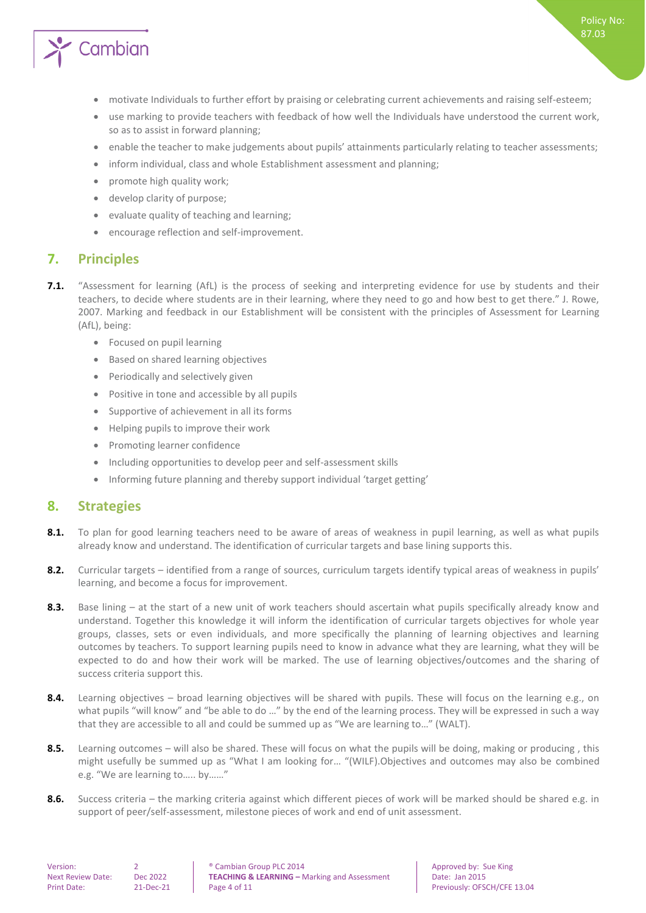- motivate Individuals to further effort by praising or celebrating current achievements and raising self-esteem;
- use marking to provide teachers with feedback of how well the Individuals have understood the current work, so as to assist in forward planning;
- enable the teacher to make judgements about pupils' attainments particularly relating to teacher assessments;
- inform individual, class and whole Establishment assessment and planning;
- promote high quality work;
- develop clarity of purpose;
- evaluate quality of teaching and learning;
- encourage reflection and self-improvement.

## 7. Principles

**7.1.** "Assessment for learning (AfL) is the process of seeking and interpreting evidence for use by students and their teachers, to decide where students are in their learning, where they need to go and how best to get there." J. Rowe, 2007. Marking and feedback in our Establishment will be consistent with the principles of Assessment for Learning (AfL), being:

- Focused on pupil learning
- Based on shared learning objectives
- Periodically and selectively given
- Positive in tone and accessible by all pupils
- Supportive of achievement in all its forms
- Helping pupils to improve their work
- Promoting learner confidence
- Including opportunities to develop peer and self-assessment skills
- Informing future planning and thereby support individual 'target getting'

## 8. Strategies

**8.1.** To plan for good learning teachers need to be aware of areas of weakness in pupil learning, as well as what pupils already know and understand. The identification of curricular targets and base lining supports this.

**8.2.** Curricular targets – identified from a range of sources, curriculum targets identify typical areas of weakness in pupils' learning, and become a focus for improvement.

**8.3.** Base lining – at the start of a new unit of work teachers should ascertain what pupils specifically already know and understand. Together this knowledge it will inform the identification of curricular targets objectives for whole year groups, classes, sets or even individuals, and more specifically the planning of learning objectives and learning outcomes by teachers. To support learning pupils need to know in advance what they are learning, what they will be expected to do and how their work will be marked. The use of learning objectives/outcomes and the sharing of success criteria support this.

**8.4.** Learning objectives – broad learning objectives will be shared with pupils. These will focus on the learning e.g., on what pupils "will know" and "be able to do …" by the end of the learning process. They will be expressed in such a way that they are accessible to all and could be summed up as "We are learning to…" (WALT).

**8.5.** Learning outcomes – will also be shared. These will focus on what the pupils will be doing, making or producing , this might usefully be summed up as "What I am looking for… "(WILF).Objectives and outcomes may also be combined e.g. "We are learning to….. by……"

**8.6.** Success criteria – the marking criteria against which different pieces of work will be marked should be shared e.g. in support of peer/self-assessment, milestone pieces of work and end of unit assessment.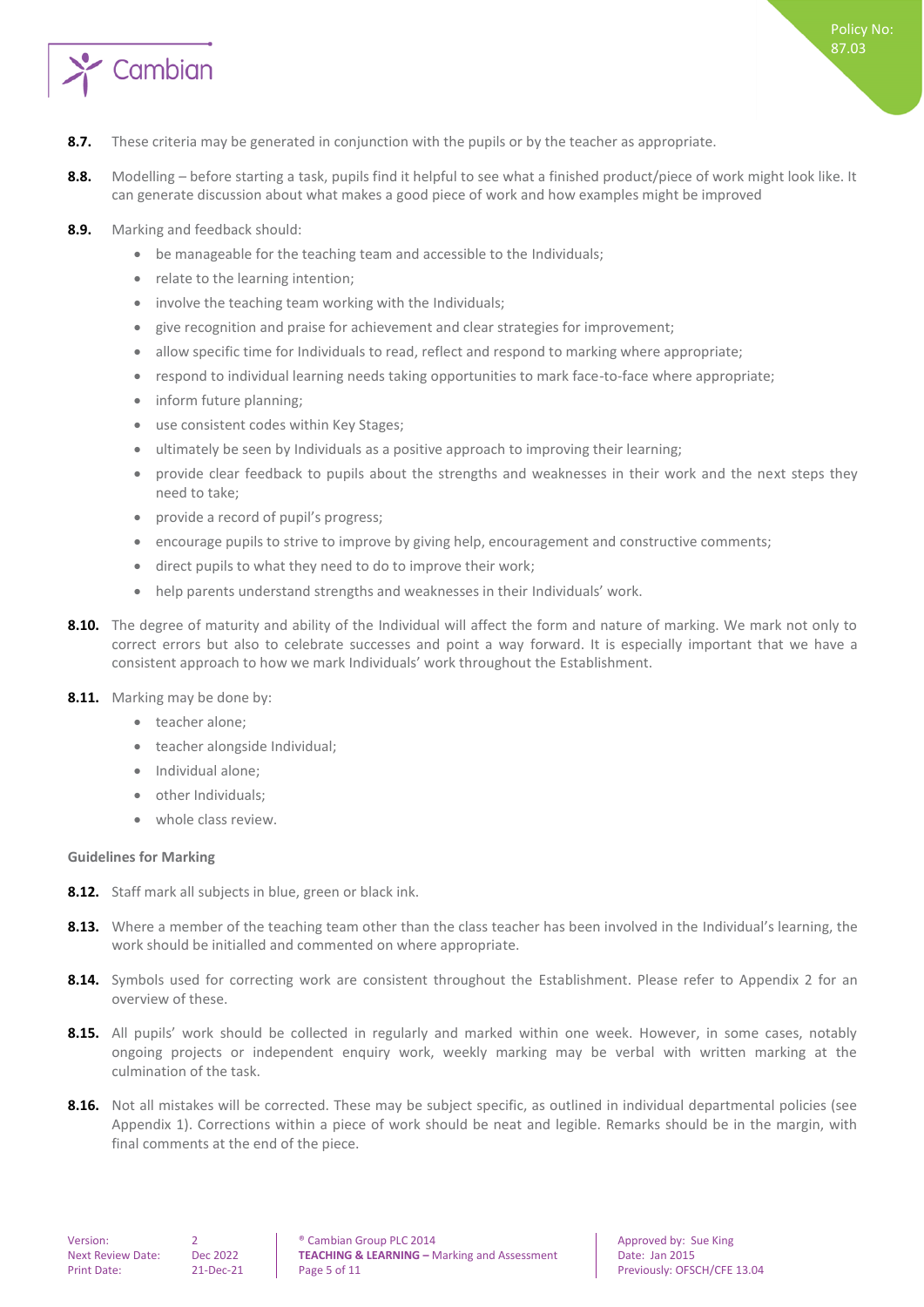**8.7.** These criteria may be generated in conjunction with the pupils or by the teacher as appropriate.

**8.8.** Modelling – before starting a task, pupils find it helpful to see what a finished product/piece of work might look like. It can generate discussion about what makes a good piece of work and how examples might be improved

**8.9.** Marking and feedback should:

- be manageable for the teaching team and accessible to the Individuals;
- relate to the learning intention;
- involve the teaching team working with the Individuals;
- give recognition and praise for achievement and clear strategies for improvement;
- allow specific time for Individuals to read, reflect and respond to marking where appropriate;
- respond to individual learning needs taking opportunities to mark face-to-face where appropriate;
- inform future planning;
- use consistent codes within Key Stages;
- ultimately be seen by Individuals as a positive approach to improving their learning;
- provide clear feedback to pupils about the strengths and weaknesses in their work and the next steps they need to take;
- provide a record of pupil's progress;
- encourage pupils to strive to improve by giving help, encouragement and constructive comments;
- direct pupils to what they need to do to improve their work;
- help parents understand strengths and weaknesses in their Individuals' work.

**8.10.** The degree of maturity and ability of the Individual will affect the form and nature of marking. We mark not only to correct errors but also to celebrate successes and point a way forward. It is especially important that we have a consistent approach to how we mark Individuals' work throughout the Establishment.

**8.11.** Marking may be done by:

- teacher alone;
- teacher alongside Individual;
- Individual alone;
- other Individuals;
- whole class review.

**Guidelines for Marking**

**8.12.** Staff mark all subjects in blue, green or black ink.

**8.13.** Where a member of the teaching team other than the class teacher has been involved in the Individual's learning, the work should be initialled and commented on where appropriate.

**8.14.** Symbols used for correcting work are consistent throughout the Establishment. Please refer to Appendix 2 for an overview of these.

**8.15.** All pupils' work should be collected in regularly and marked within one week. However, in some cases, notably ongoing projects or independent enquiry work, weekly marking may be verbal with written marking at the culmination of the task.

**8.16.** Not all mistakes will be corrected. These may be subject specific, as outlined in individual departmental policies (see Appendix 1). Corrections within a piece of work should be neat and legible. Remarks should be in the margin, with final comments at the end of the piece.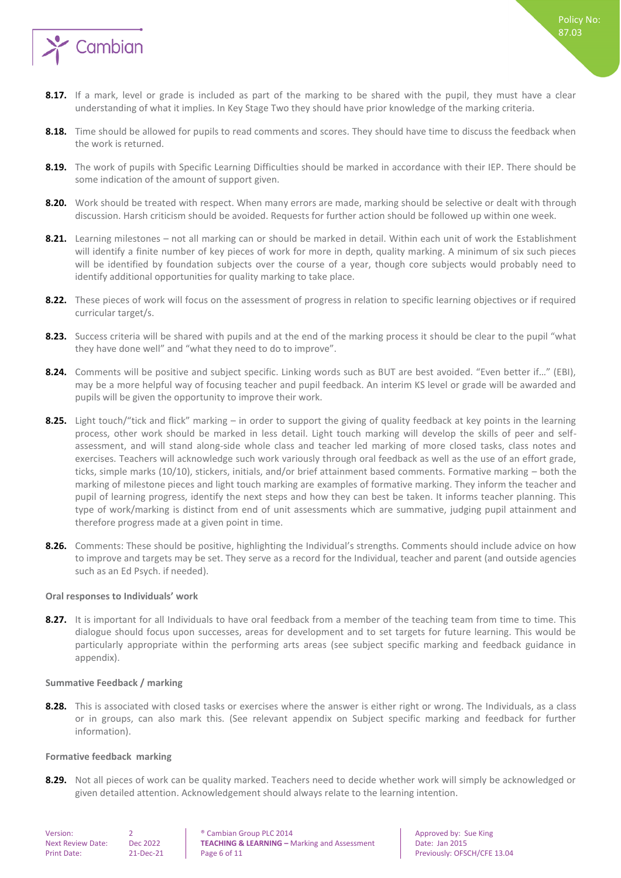**8.17.** If a mark, level or grade is included as part of the marking to be shared with the pupil, they must have a clear understanding of what it implies. In Key Stage Two they should have prior knowledge of the marking criteria.

**8.18.** Time should be allowed for pupils to read comments and scores. They should have time to discuss the feedback when the work is returned.

**8.19.** The work of pupils with Specific Learning Difficulties should be marked in accordance with their IEP. There should be some indication of the amount of support given.

**8.20.** Work should be treated with respect. When many errors are made, marking should be selective or dealt with through discussion. Harsh criticism should be avoided. Requests for further action should be followed up within one week.

**8.21.** Learning milestones – not all marking can or should be marked in detail. Within each unit of work the Establishment will identify a finite number of key pieces of work for more in depth, quality marking. A minimum of six such pieces will be identified by foundation subjects over the course of a year, though core subjects would probably need to identify additional opportunities for quality marking to take place.

**8.22.** These pieces of work will focus on the assessment of progress in relation to specific learning objectives or if required curricular target/s.

**8.23.** Success criteria will be shared with pupils and at the end of the marking process it should be clear to the pupil "what they have done well" and "what they need to do to improve".

**8.24.** Comments will be positive and subject specific. Linking words such as BUT are best avoided. "Even better if…" (EBI), may be a more helpful way of focusing teacher and pupil feedback. An interim KS level or grade will be awarded and pupils will be given the opportunity to improve their work.

**8.25.** Light touch/"tick and flick" marking – in order to support the giving of quality feedback at key points in the learning process, other work should be marked in less detail. Light touch marking will develop the skills of peer and self-assessment, and will stand along-side whole class and teacher led marking of more closed tasks, class notes and exercises. Teachers will acknowledge such work variously through oral feedback as well as the use of an effort grade, ticks, simple marks (10/10), stickers, initials, and/or brief attainment based comments. Formative marking – both the marking of milestone pieces and light touch marking are examples of formative marking. They inform the teacher and pupil of learning progress, identify the next steps and how they can best be taken. It informs teacher planning. This type of work/marking is distinct from end of unit assessments which are summative, judging pupil attainment and therefore progress made at a given point in time.

**8.26.** Comments: These should be positive, highlighting the Individual's strengths. Comments should include advice on how to improve and targets may be set. They serve as a record for the Individual, teacher and parent (and outside agencies such as an Ed Psych. if needed).

#### Oral responses to Individuals' work

**8.27.** It is important for all Individuals to have oral feedback from a member of the teaching team from time to time. This dialogue should focus upon successes, areas for development and to set targets for future learning. This would be particularly appropriate within the performing arts areas (see subject specific marking and feedback guidance in appendix).

#### Summative Feedback / marking

**8.28.** This is associated with closed tasks or exercises where the answer is either right or wrong. The Individuals, as a class or in groups, can also mark this. (See relevant appendix on Subject specific marking and feedback for further information).

#### Formative feedback marking

**8.29.** Not all pieces of work can be quality marked. Teachers need to decide whether work will simply be acknowledged or given detailed attention. Acknowledgement should always relate to the learning intention.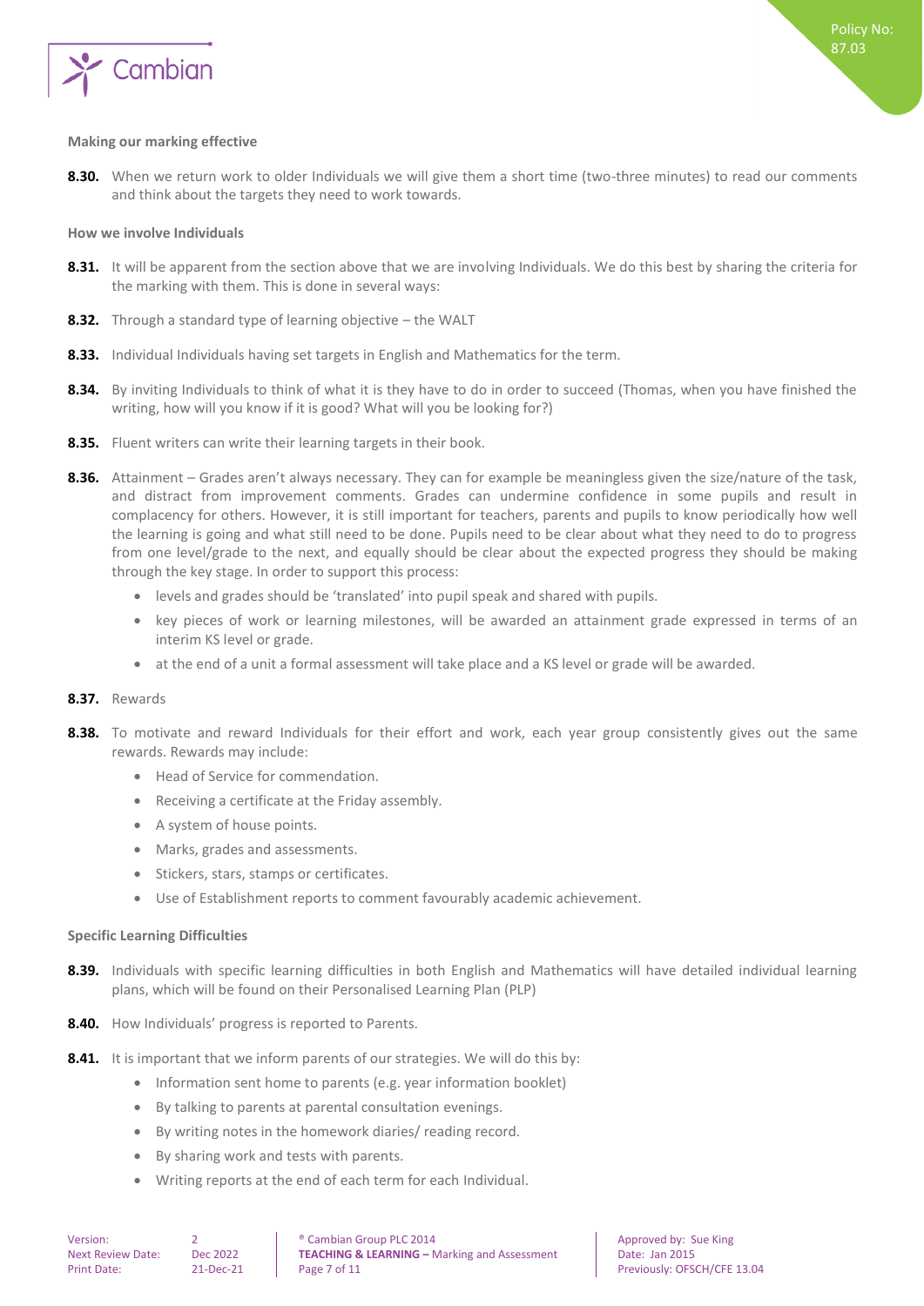### Making our marking effective

**8.30.** When we return work to older Individuals we will give them a short time (two-three minutes) to read our comments and think about the targets they need to work towards.

### How we involve Individuals

**8.31.** It will be apparent from the section above that we are involving Individuals. We do this best by sharing the criteria for the marking with them. This is done in several ways:

**8.32.** Through a standard type of learning objective – the WALT

**8.33.** Individual Individuals having set targets in English and Mathematics for the term.

**8.34.** By inviting Individuals to think of what it is they have to do in order to succeed (Thomas, when you have finished the writing, how will you know if it is good? What will you be looking for?)

**8.35.** Fluent writers can write their learning targets in their book.

**8.36.** Attainment – Grades aren't always necessary. They can for example be meaningless given the size/nature of the task, and distract from improvement comments. Grades can undermine confidence in some pupils and result in complacency for others. However, it is still important for teachers, parents and pupils to know periodically how well the learning is going and what still need to be done. Pupils need to be clear about what they need to do to progress from one level/grade to the next, and equally should be clear about the expected progress they should be making through the key stage. In order to support this process:

- levels and grades should be 'translated' into pupil speak and shared with pupils.
- key pieces of work or learning milestones, will be awarded an attainment grade expressed in terms of an interim KS level or grade.
- at the end of a unit a formal assessment will take place and a KS level or grade will be awarded.

**8.37.** Rewards

**8.38.** To motivate and reward Individuals for their effort and work, each year group consistently gives out the same rewards. Rewards may include:

- Head of Service for commendation.
- Receiving a certificate at the Friday assembly.
- A system of house points.
- Marks, grades and assessments.
- Stickers, stars, stamps or certificates.
- Use of Establishment reports to comment favourably academic achievement.

### Specific Learning Difficulties

**8.39.** Individuals with specific learning difficulties in both English and Mathematics will have detailed individual learning plans, which will be found on their Personalised Learning Plan (PLP)

**8.40.** How Individuals' progress is reported to Parents.

**8.41.** It is important that we inform parents of our strategies. We will do this by:

- Information sent home to parents (e.g. year information booklet)
- By talking to parents at parental consultation evenings.
- By writing notes in the homework diaries/ reading record.
- By sharing work and tests with parents.
- Writing reports at the end of each term for each Individual.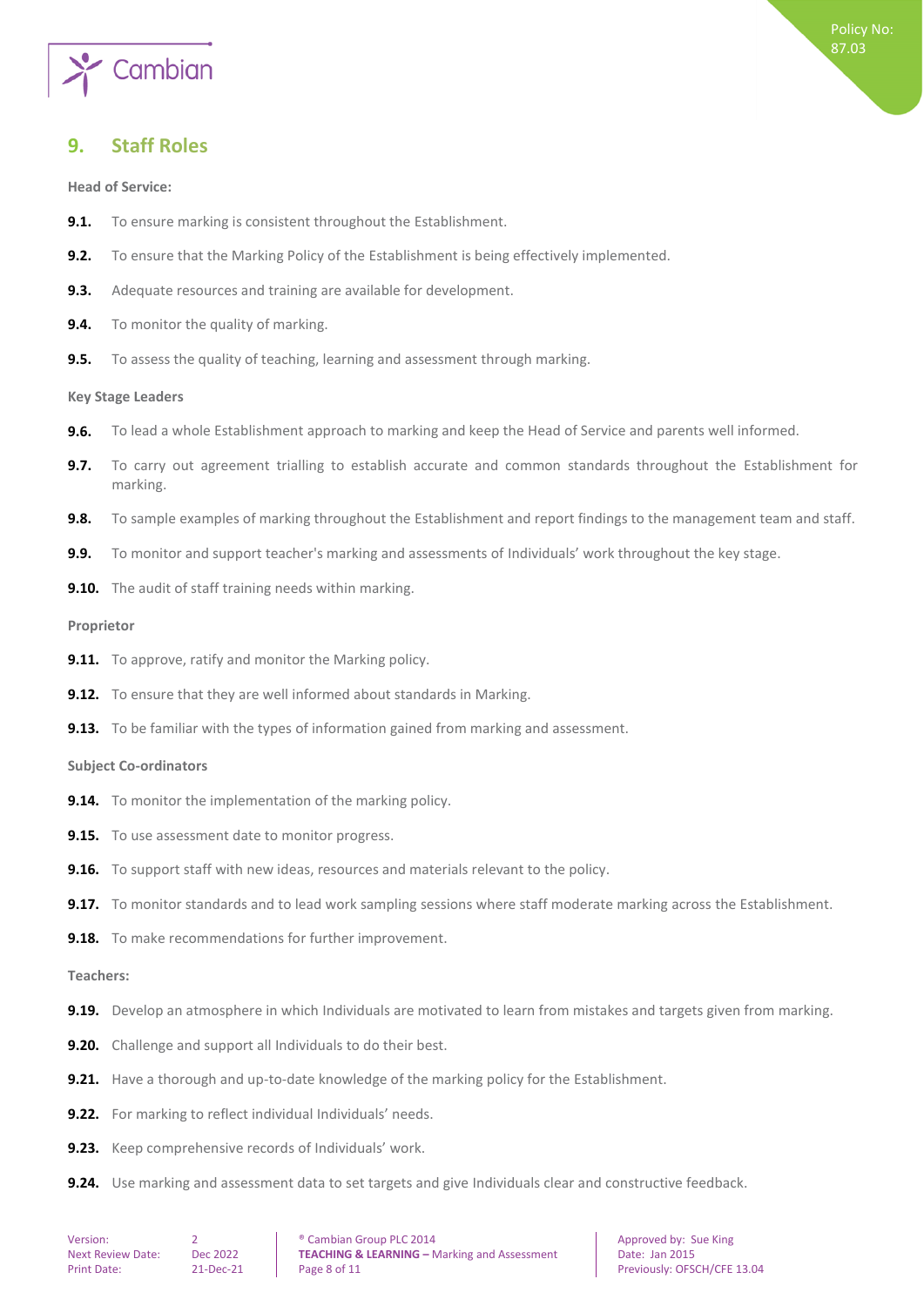## 9. Staff Roles

**Head of Service:**

**9.1.** To ensure marking is consistent throughout the Establishment.

**9.2.** To ensure that the Marking Policy of the Establishment is being effectively implemented.

**9.3.** Adequate resources and training are available for development.

**9.4.** To monitor the quality of marking.

**9.5.** To assess the quality of teaching, learning and assessment through marking.

**Key Stage Leaders**

**9.6.** To lead a whole Establishment approach to marking and keep the Head of Service and parents well informed.

**9.7.** To carry out agreement trialling to establish accurate and common standards throughout the Establishment for marking.

**9.8.** To sample examples of marking throughout the Establishment and report findings to the management team and staff.

**9.9.** To monitor and support teacher's marking and assessments of Individuals' work throughout the key stage.

**9.10.** The audit of staff training needs within marking.

**Proprietor**

**9.11.** To approve, ratify and monitor the Marking policy.

**9.12.** To ensure that they are well informed about standards in Marking.

**9.13.** To be familiar with the types of information gained from marking and assessment.

**Subject Co-ordinators**

**9.14.** To monitor the implementation of the marking policy.

**9.15.** To use assessment date to monitor progress.

**9.16.** To support staff with new ideas, resources and materials relevant to the policy.

**9.17.** To monitor standards and to lead work sampling sessions where staff moderate marking across the Establishment.

**9.18.** To make recommendations for further improvement.

**Teachers:**

**9.19.** Develop an atmosphere in which Individuals are motivated to learn from mistakes and targets given from marking.

**9.20.** Challenge and support all Individuals to do their best.

**9.21.** Have a thorough and up-to-date knowledge of the marking policy for the Establishment.

**9.22.** For marking to reflect individual Individuals' needs.

**9.23.** Keep comprehensive records of Individuals' work.

**9.24.** Use marking and assessment data to set targets and give Individuals clear and constructive feedback.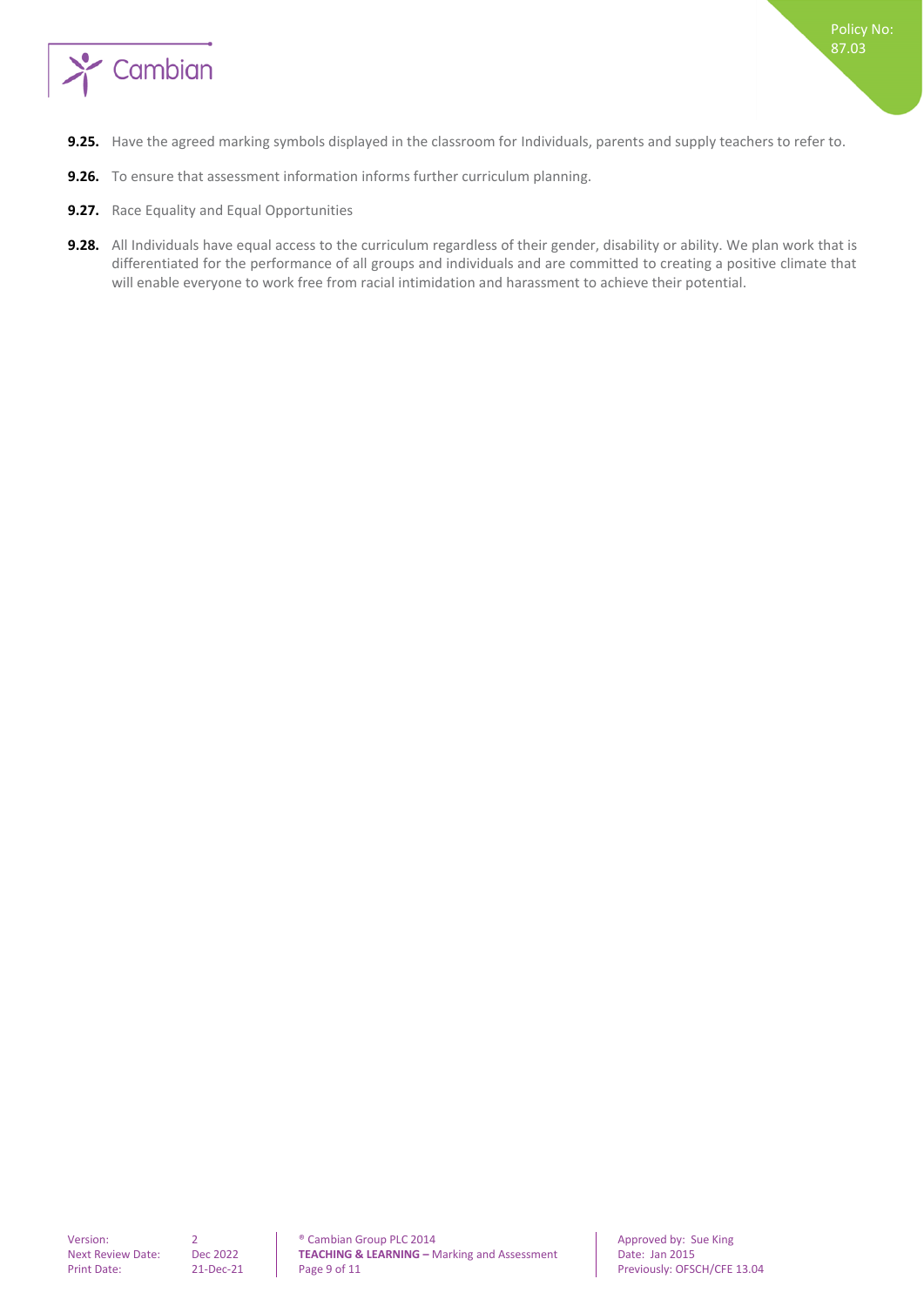**9.25.** Have the agreed marking symbols displayed in the classroom for Individuals, parents and supply teachers to refer to.

**9.26.** To ensure that assessment information informs further curriculum planning.

**9.27.** Race Equality and Equal Opportunities

**9.28.** All Individuals have equal access to the curriculum regardless of their gender, disability or ability. We plan work that is differentiated for the performance of all groups and individuals and are committed to creating a positive climate that will enable everyone to work free from racial intimidation and harassment to achieve their potential.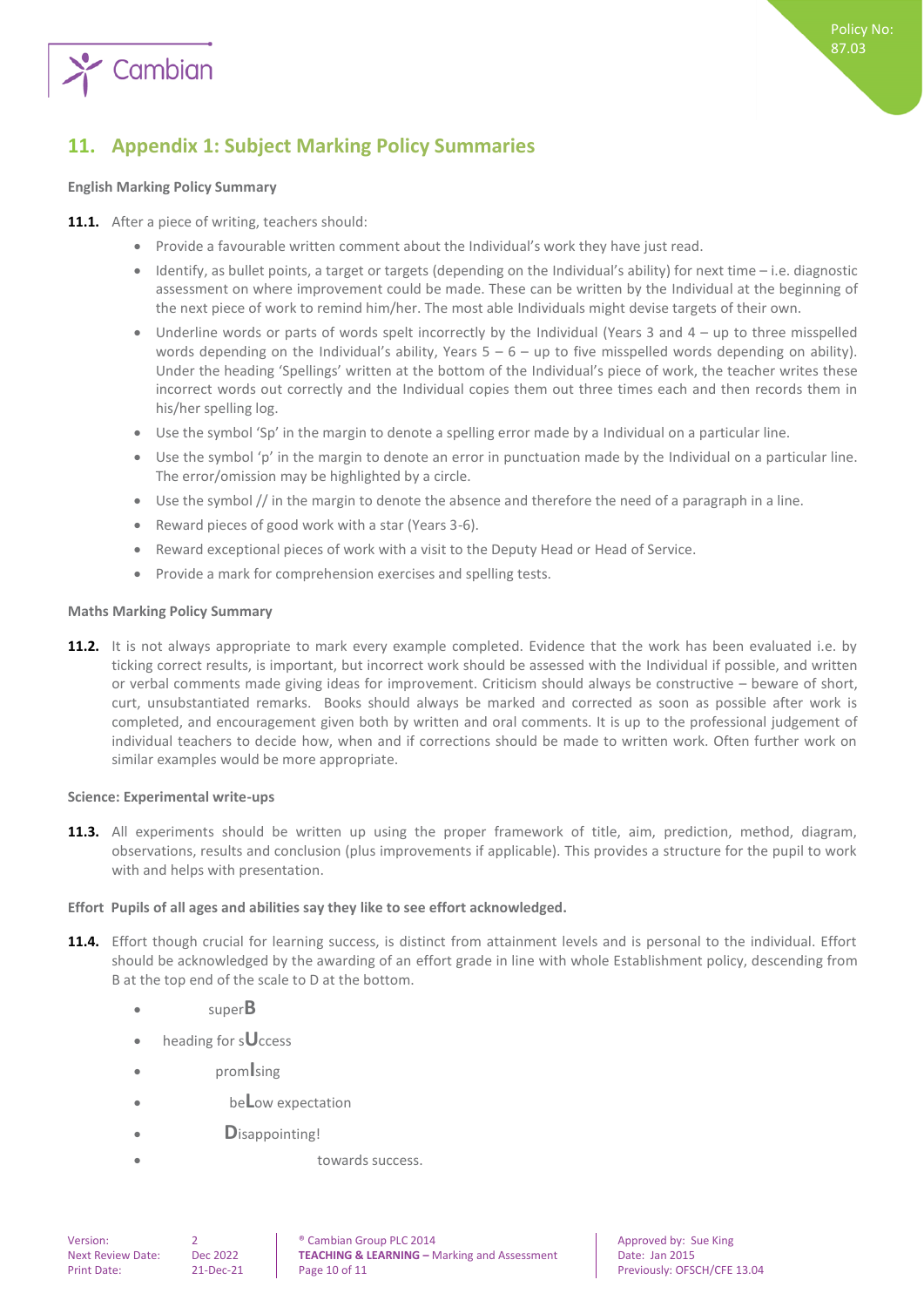## 11. Appendix 1: Subject Marking Policy Summaries

**English Marking Policy Summary**

**11.1.** After a piece of writing, teachers should:

- Provide a favourable written comment about the Individual's work they have just read.
- Identify, as bullet points, a target or targets (depending on the Individual's ability) for next time – i.e. diagnostic assessment on where improvement could be made. These can be written by the Individual at the beginning of the next piece of work to remind him/her. The most able Individuals might devise targets of their own.
- Underline words or parts of words spelt incorrectly by the Individual (Years 3 and 4 – up to three misspelled words depending on the Individual's ability, Years 5 – 6 – up to five misspelled words depending on ability). Under the heading 'Spellings' written at the bottom of the Individual's piece of work, the teacher writes these incorrect words out correctly and the Individual copies them out three times each and then records them in his/her spelling log.
- Use the symbol 'Sp' in the margin to denote a spelling error made by a Individual on a particular line.
- Use the symbol 'p' in the margin to denote an error in punctuation made by the Individual on a particular line. The error/omission may be highlighted by a circle.
- Use the symbol // in the margin to denote the absence and therefore the need of a paragraph in a line.
- Reward pieces of good work with a star (Years 3-6).
- Reward exceptional pieces of work with a visit to the Deputy Head or Head of Service.
- Provide a mark for comprehension exercises and spelling tests.

**Maths Marking Policy Summary**

**11.2.** It is not always appropriate to mark every example completed. Evidence that the work has been evaluated i.e. by ticking correct results, is important, but incorrect work should be assessed with the Individual if possible, and written or verbal comments made giving ideas for improvement. Criticism should always be constructive – beware of short, curt, unsubstantiated remarks. Books should always be marked and corrected as soon as possible after work is completed, and encouragement given both by written and oral comments. It is up to the professional judgement of individual teachers to decide how, when and if corrections should be made to written work. Often further work on similar examples would be more appropriate.

**Science: Experimental write-ups**

**11.3.** All experiments should be written up using the proper framework of title, aim, prediction, method, diagram, observations, results and conclusion (plus improvements if applicable). This provides a structure for the pupil to work with and helps with presentation.

**Effort Pupils of all ages and abilities say they like to see effort acknowledged.**

**11.4.** Effort though crucial for learning success, is distinct from attainment levels and is personal to the individual. Effort should be acknowledged by the awarding of an effort grade in line with whole Establishment policy, descending from B at the top end of the scale to D at the bottom.

- super**B**
- heading for s**U**ccess
- prom**I**sing
- be**L**ow expectation
- **D**isappointing!
- towards success.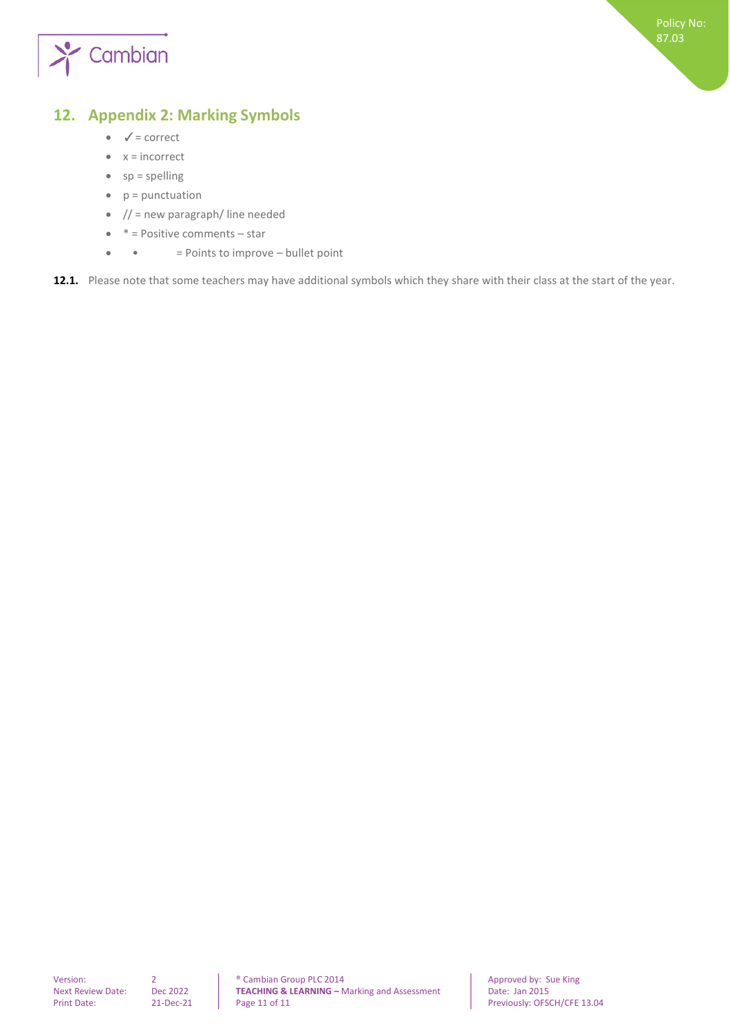## 12. Appendix 2: Marking Symbols

- ✓ = correct
- x = incorrect
- sp = spelling
- p = punctuation
- // = new paragraph/ line needed
- * = Positive comments – star
- • = Points to improve – bullet point

**12.1.** Please note that some teachers may have additional symbols which they share with their class at the start of the year.